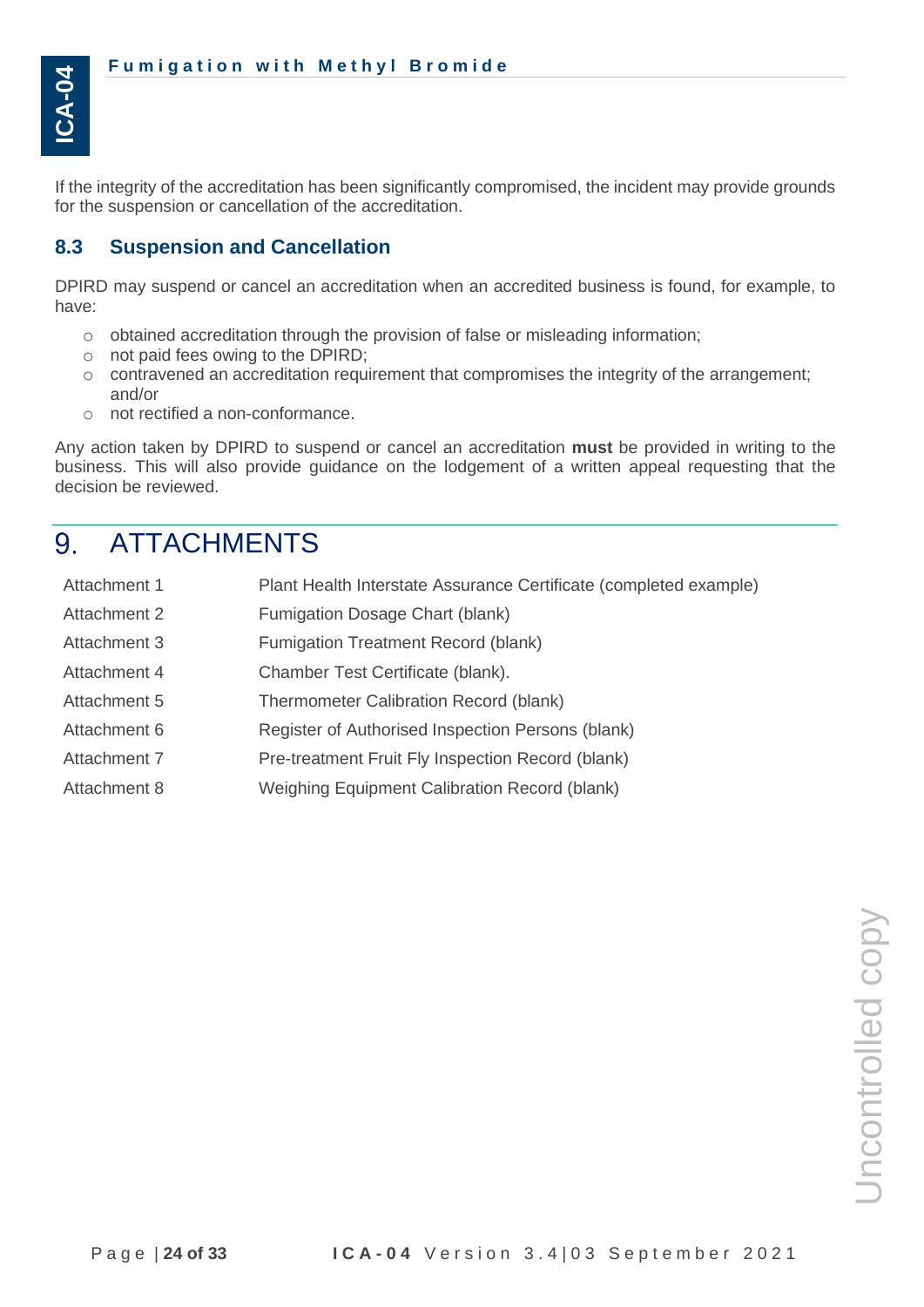If the integrity of the accreditation has been significantly compromised, the incident may provide grounds for the suspension or cancellation of the accreditation.

### 8.3 Suspension and Cancellation

DPIRD may suspend or cancel an accreditation when an accredited business is found, for example, to have:

- obtained accreditation through the provision of false or misleading information;
- not paid fees owing to the DPIRD;
- contravened an accreditation requirement that compromises the integrity of the arrangement; and/or
- not rectified a non-conformance.

Any action taken by DPIRD to suspend or cancel an accreditation **must** be provided in writing to the business. This will also provide guidance on the lodgement of a written appeal requesting that the decision be reviewed.

# 9. ATTACHMENTS

| | |
|---|---|
| Attachment 1 | Plant Health Interstate Assurance Certificate (completed example) |
| Attachment 2 | Fumigation Dosage Chart (blank) |
| Attachment 3 | Fumigation Treatment Record (blank) |
| Attachment 4 | Chamber Test Certificate (blank). |
| Attachment 5 | Thermometer Calibration Record (blank) |
| Attachment 6 | Register of Authorised Inspection Persons (blank) |
| Attachment 7 | Pre-treatment Fruit Fly Inspection Record (blank) |
| Attachment 8 | Weighing Equipment Calibration Record (blank) |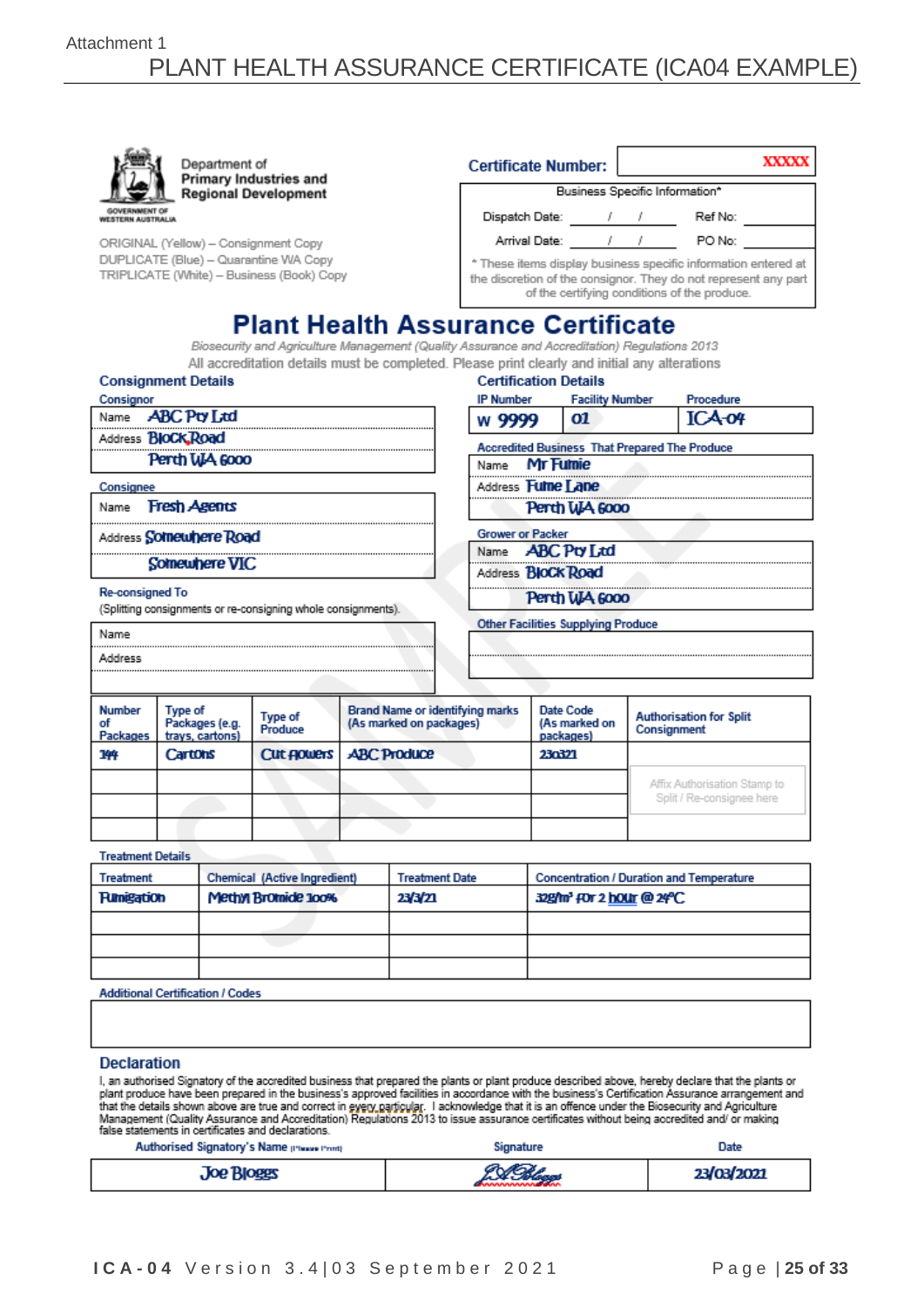Attachment 1

# PLANT HEALTH ASSURANCE CERTIFICATE (ICA04 EXAMPLE)

Department of Primary Industries and Regional Development

GOVERNMENT OF WESTERN AUSTRALIA

ORIGINAL (Yellow) – Consignment Copy
DUPLICATE (Blue) – Quarantine WA Copy
TRIPLICATE (White) – Business (Book) Copy

**Certificate Number:** XXXXX

| Business Specific Information* | | | |
|---|---|---|---|
| Dispatch Date: | / / | Ref No: | |
| Arrival Date: | / / | PO No: | |

\* These items display business specific information entered at the discretion of the consignor. They do not represent any part of the certifying conditions of the produce.

## Plant Health Assurance Certificate

*Biosecurity and Agriculture Management (Quality Assurance and Accreditation) Regulations 2013*

All accreditation details must be completed. Please print clearly and initial any alterations

### Consignment Details

**Consignor**

| | |
|---|---|
| Name | ABC Pty Ltd |
| Address | Block Road |
| | Perth WA 6000 |

**Consignee**

| | |
|---|---|
| Name | Fresh Agents |
| Address | Somewhere Road |
| | Somewhere VIC |

**Re-consigned To**
(Splitting consignments or re-consigning whole consignments).

| | |
|---|---|
| Name | |
| Address | |

### Certification Details

| IP Number | Facility Number | Procedure |
|---|---|---|
| W 9999 | 01 | ICA-04 |

**Accredited Business That Prepared The Produce**

| | |
|---|---|
| Name | Mr Fumie |
| Address | Fume Lane |
| | Perth WA 6000 |

**Grower or Packer**

| | |
|---|---|
| Name | ABC Pty Ltd |
| Address | Block Road |
| | Perth WA 6000 |

**Other Facilities Supplying Produce**

| Number of Packages | Type of Packages (e.g. trays, cartons) | Type of Produce | Brand Name or identifying marks (As marked on packages) | Date Code (As marked on packages) | Authorisation for Split Consignment |
|---|---|---|---|---|---|
| 144 | Cartons | Cut flowers | ABC Produce | 230321 | |
| | | | | | Affix Authorisation Stamp to Split / Re-consignee here |
| | | | | | |
| | | | | | |

**Treatment Details**

| Treatment | Chemical (Active Ingredient) | Treatment Date | Concentration / Duration and Temperature |
|---|---|---|---|
| Fumigation | Methyl Bromide 100% | 23/3/21 | 32g/m³ for 2 hour @ 24°C |
| | | | |
| | | | |
| | | | |

**Additional Certification / Codes**

### Declaration

I, an authorised Signatory of the accredited business that prepared the plants or plant produce described above, hereby declare that the plants or plant produce have been prepared in the business's approved facilities in accordance with the business's Certification Assurance arrangement and that the details shown above are true and correct in every particular. I acknowledge that it is an offence under the Biosecurity and Agriculture Management (Quality Assurance and Accreditation) Regulations 2013 to issue assurance certificates without being accredited and/ or making false statements in certificates and declarations.

| Authorised Signatory's Name (Please Print) | Signature | Date |
|---|---|---|
| Joe Bloggs | JBloggs | 23/03/2021 |

SAMPLE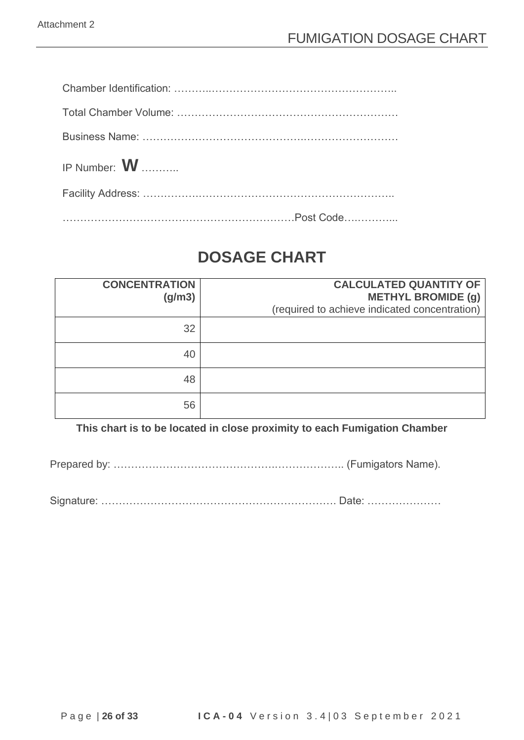Attachment 2

# FUMIGATION DOSAGE CHART

Chamber Identification: ……….……………………………………………..

Total Chamber Volume: ………………………………………………………

Business Name: ……………………………………….………………………

IP Number: **W** ………..

Facility Address: ……………….…………………………………………….

………………………………………………………….Post Code….………...

## DOSAGE CHART

| CONCENTRATION (g/m3) | CALCULATED QUANTITY OF METHYL BROMIDE (g) (required to achieve indicated concentration) |
|---:|---:|
| 32 | |
| 40 | |
| 48 | |
| 56 | |

**This chart is to be located in close proximity to each Fumigation Chamber**

Prepared by: ………………………………………..……………….. (Fumigators Name).

Signature: …………………………………………………………. Date: …………………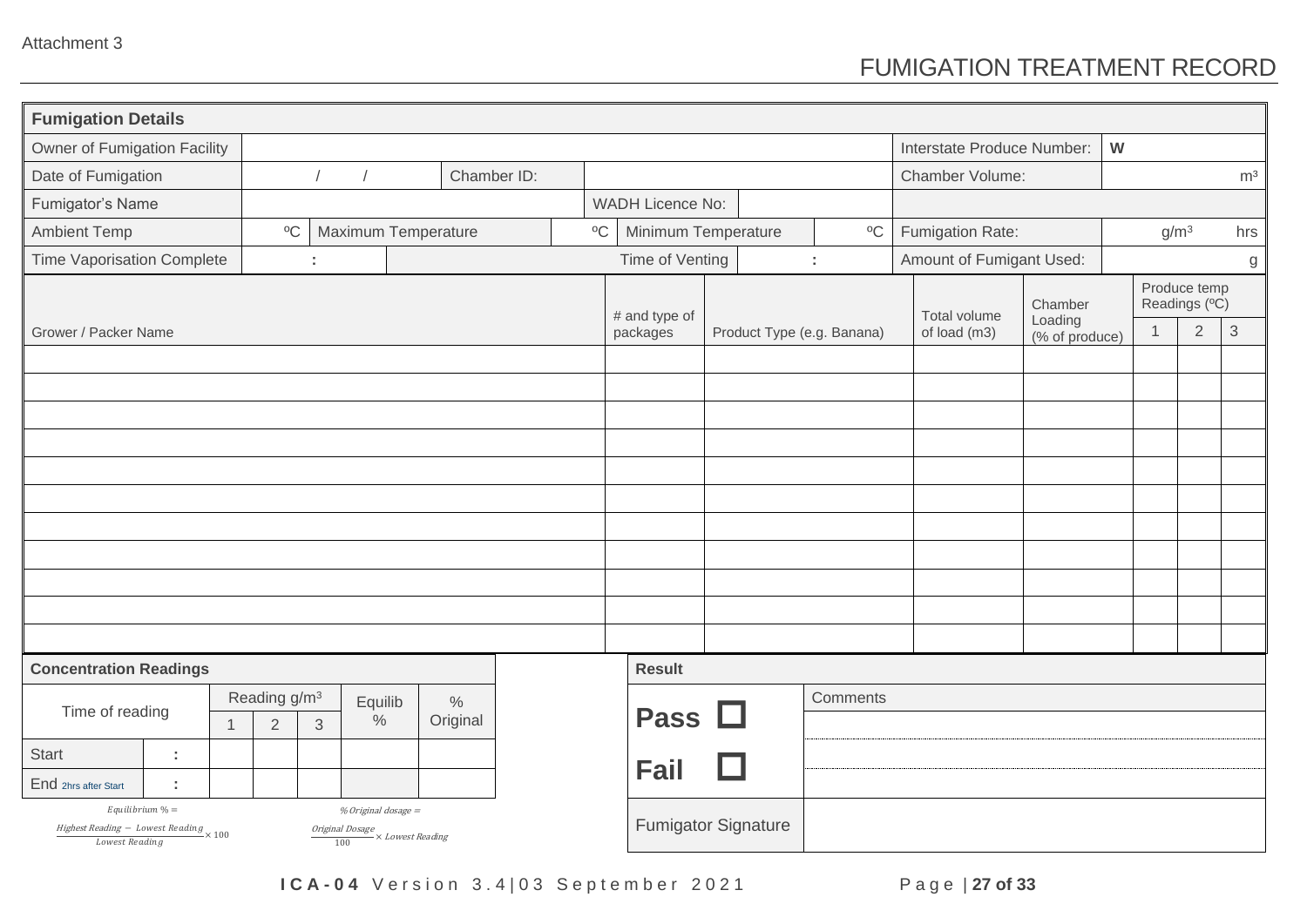Attachment 3

# FUMIGATION TREATMENT RECORD

| Fumigation Details | | | | | | | | | |
|---|---|---|---|---|---|---|---|---|---|
| Owner of Fumigation Facility | | | | | | | | Interstate Produce Number: | W |
| Date of Fumigation | / / | | Chamber ID: | | | | | Chamber Volume: | m³ |
| Fumigator's Name | | | | | WADH Licence No: | | | | |
| Ambient Temp | ºC | Maximum Temperature | | ºC | Minimum Temperature | | ºC | Fumigation Rate: | g/m³ hrs |
| Time Vaporisation Complete | : | | | | Time of Venting | : | | Amount of Fumigant Used: | g |

| Grower / Packer Name | # and type of packages | Product Type (e.g. Banana) | Total volume of load (m3) | Chamber Loading (% of produce) | Produce temp Readings (ºC) | | |
|---|---|---|---|---|---|---|---|
| | | | | | 1 | 2 | 3 |
| | | | | | | | |
| | | | | | | | |
| | | | | | | | |
| | | | | | | | |
| | | | | | | | |
| | | | | | | | |
| | | | | | | | |
| | | | | | | | |
| | | | | | | | |
| | | | | | | | |
| | | | | | | | |

| Concentration Readings | | | | | | |
|---|---|---|---|---|---|---|
| Time of reading | | Reading g/m³ | | | Equilib % | % Original |
| | | 1 | 2 | 3 | | |
| Start | : | | | | | |
| End 2hrs after Start | : | | | | | |

$$Equilibrium\ \% = \frac{Highest\ Reading - Lowest\ Reading}{Lowest\ Reading} \times 100$$

$$\%\ Original\ dosage = \frac{Original\ Dosage}{100} \times Lowest\ Reading$$

| Result | |
|---|---|
| **Pass** ☐ | Comments |
| **Fail** ☐ | |
| Fumigator Signature | |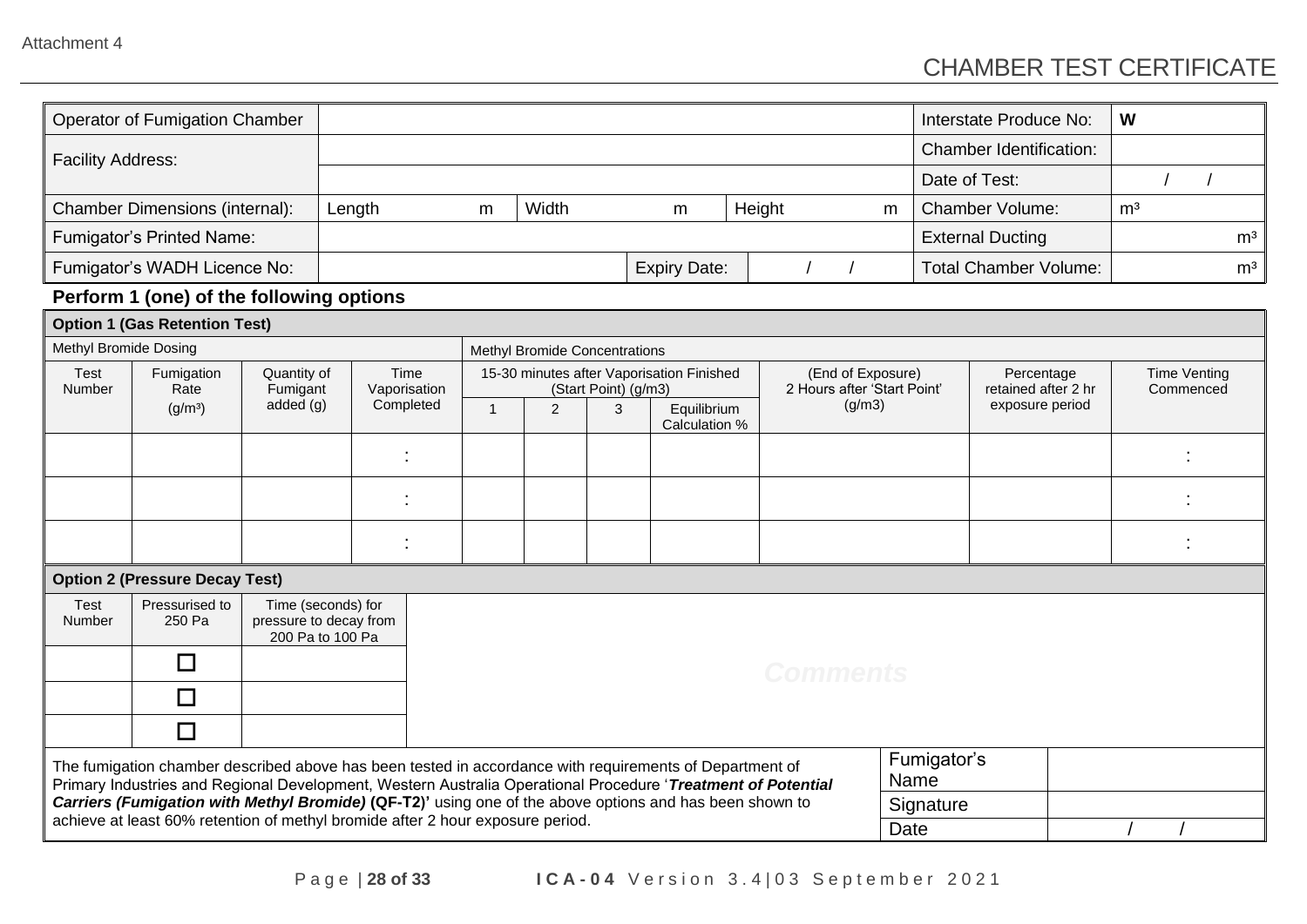Attachment 4

# CHAMBER TEST CERTIFICATE

| Operator of Fumigation Chamber | | | | | | | Interstate Produce No: | **W** |
|---|---|---|---|---|---|---|---|---|
| Facility Address: | | | | | | | Chamber Identification: | |
| | | | | | | | Date of Test: | / / |
| Chamber Dimensions (internal): | Length | m | Width | m | Height | m | Chamber Volume: | m³ |
| Fumigator's Printed Name: | | | | | | | External Ducting | m³ |
| Fumigator's WADH Licence No: | | | | Expiry Date: | / / | | Total Chamber Volume: | m³ |

**Perform 1 (one) of the following options**

**Option 1 (Gas Retention Test)**

| Methyl Bromide Dosing | | | | Methyl Bromide Concentrations | | | | | | |
|---|---|---|---|---|---|---|---|---|---|---|
| Test Number | Fumigation Rate (g/m³) | Quantity of Fumigant added (g) | Time Vaporisation Completed | 15-30 minutes after Vaporisation Finished (Start Point) (g/m3) | | | | (End of Exposure) 2 Hours after 'Start Point' (g/m3) | Percentage retained after 2 hr exposure period | Time Venting Commenced |
| | | | | 1 | 2 | 3 | Equilibrium Calculation % | | | |
| | | | : | | | | | | | : |
| | | | : | | | | | | | : |
| | | | : | | | | | | | : |

**Option 2 (Pressure Decay Test)**

| Test Number | Pressurised to 250 Pa | Time (seconds) for pressure to decay from 200 Pa to 100 Pa | Comments |
|---|---|---|---|
| | ☐ | | |
| | ☐ | | |
| | ☐ | | |

The fumigation chamber described above has been tested in accordance with requirements of Department of Primary Industries and Regional Development, Western Australia Operational Procedure '***Treatment of Potential Carriers (Fumigation with Methyl Bromide)* (QF-T2)'** using one of the above options and has been shown to achieve at least 60% retention of methyl bromide after 2 hour exposure period.

| Fumigator's Name | |
|---|---|
| Signature | |
| Date | / / |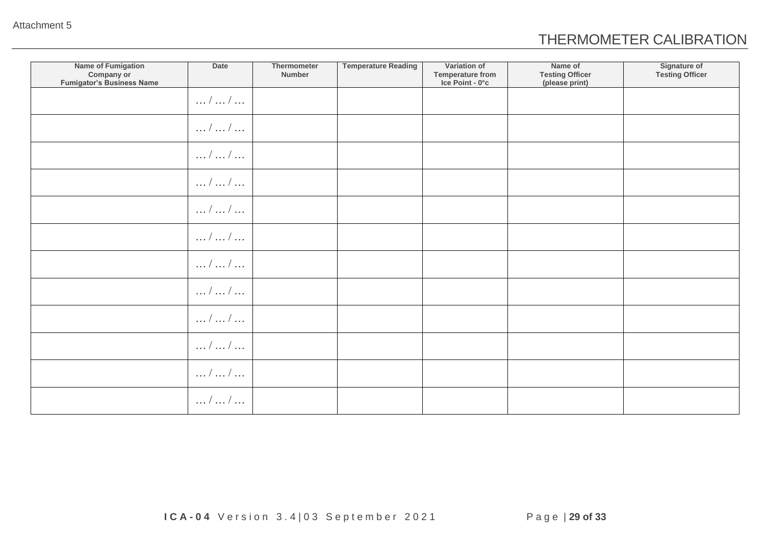Attachment 5

# THERMOMETER CALIBRATION

| Name of Fumigation Company or Fumigator's Business Name | Date | Thermometer Number | Temperature Reading | Variation of Temperature from Ice Point - 0°c | Name of Testing Officer (please print) | Signature of Testing Officer |
|---|---|---|---|---|---|---|
| | … / … / … | | | | | |
| | … / … / … | | | | | |
| | … / … / … | | | | | |
| | … / … / … | | | | | |
| | … / … / … | | | | | |
| | … / … / … | | | | | |
| | … / … / … | | | | | |
| | … / … / … | | | | | |
| | … / … / … | | | | | |
| | … / … / … | | | | | |
| | … / … / … | | | | | |
| | … / … / … | | | | | |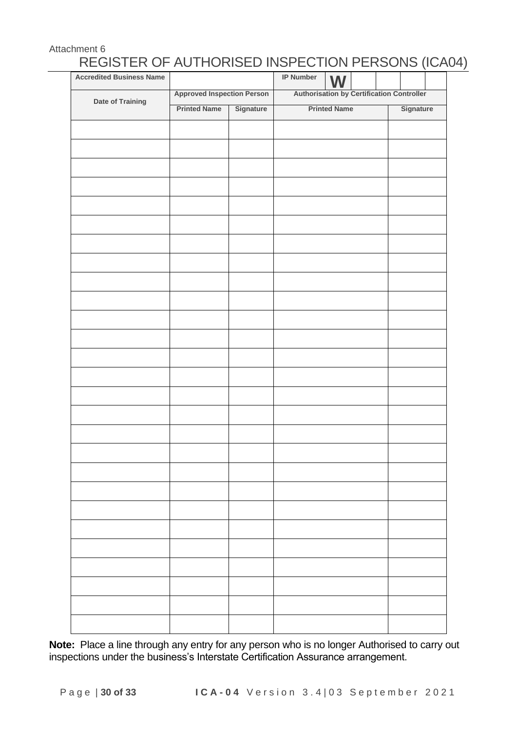Attachment 6

# REGISTER OF AUTHORISED INSPECTION PERSONS (ICA04)

| **Accredited Business Name** | | | **IP Number** | **W** |
|---|---|---|---|---|
| **Date of Training** | **Approved Inspection Person** | | **Authorisation by Certification Controller** | |
| | **Printed Name** | **Signature** | **Printed Name** | **Signature** |
| | | | | |
| | | | | |
| | | | | |
| | | | | |
| | | | | |
| | | | | |
| | | | | |
| | | | | |
| | | | | |
| | | | | |
| | | | | |
| | | | | |
| | | | | |
| | | | | |
| | | | | |
| | | | | |
| | | | | |
| | | | | |
| | | | | |
| | | | | |
| | | | | |
| | | | | |
| | | | | |
| | | | | |
| | | | | |
| | | | | |
| | | | | |

**Note:** Place a line through any entry for any person who is no longer Authorised to carry out inspections under the business's Interstate Certification Assurance arrangement.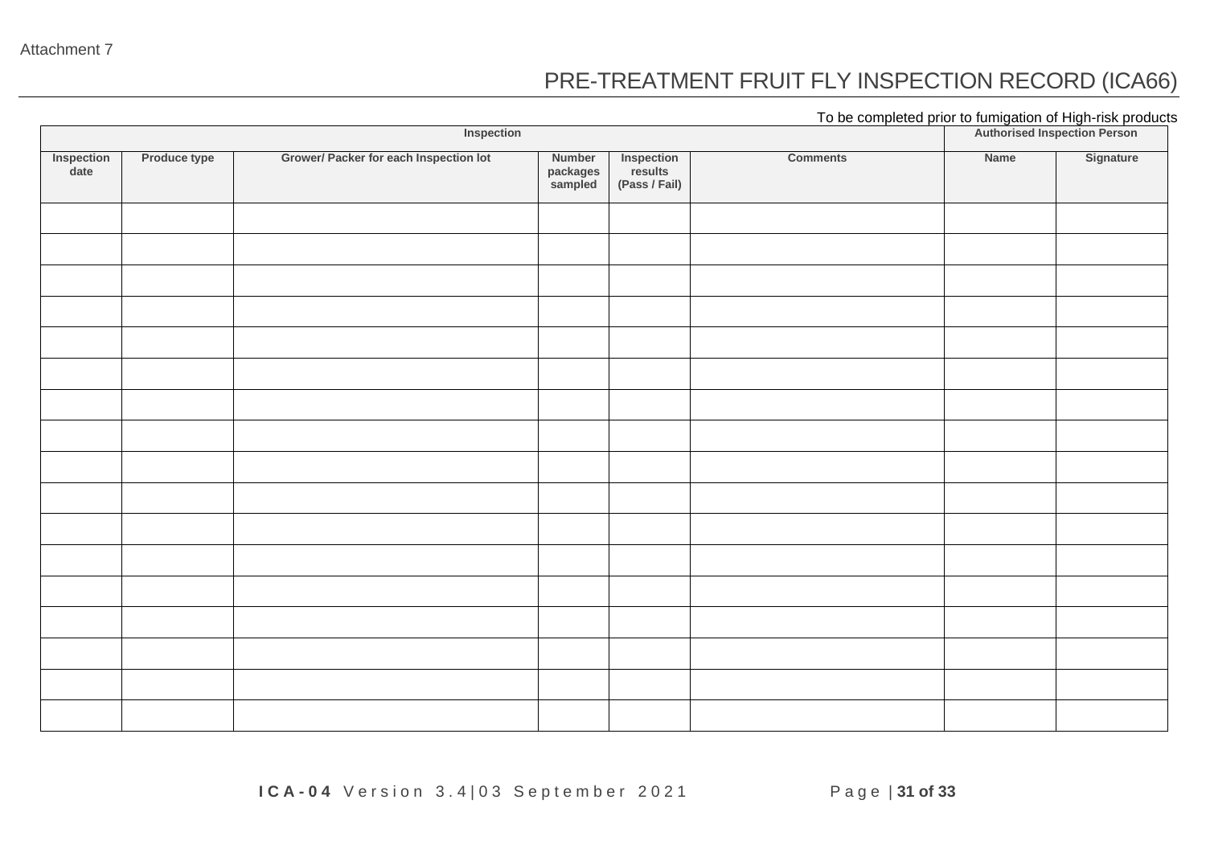Attachment 7

# PRE-TREATMENT FRUIT FLY INSPECTION RECORD (ICA66)

To be completed prior to fumigation of High-risk products

| Inspection | | | | | | Authorised Inspection Person | |
|---|---|---|---|---|---|---|---|
| Inspection date | Produce type | Grower/ Packer for each Inspection lot | Number packages sampled | Inspection results (Pass / Fail) | Comments | Name | Signature |
| | | | | | | | |
| | | | | | | | |
| | | | | | | | |
| | | | | | | | |
| | | | | | | | |
| | | | | | | | |
| | | | | | | | |
| | | | | | | | |
| | | | | | | | |
| | | | | | | | |
| | | | | | | | |
| | | | | | | | |
| | | | | | | | |
| | | | | | | | |
| | | | | | | | |
| | | | | | | | |
| | | | | | | | |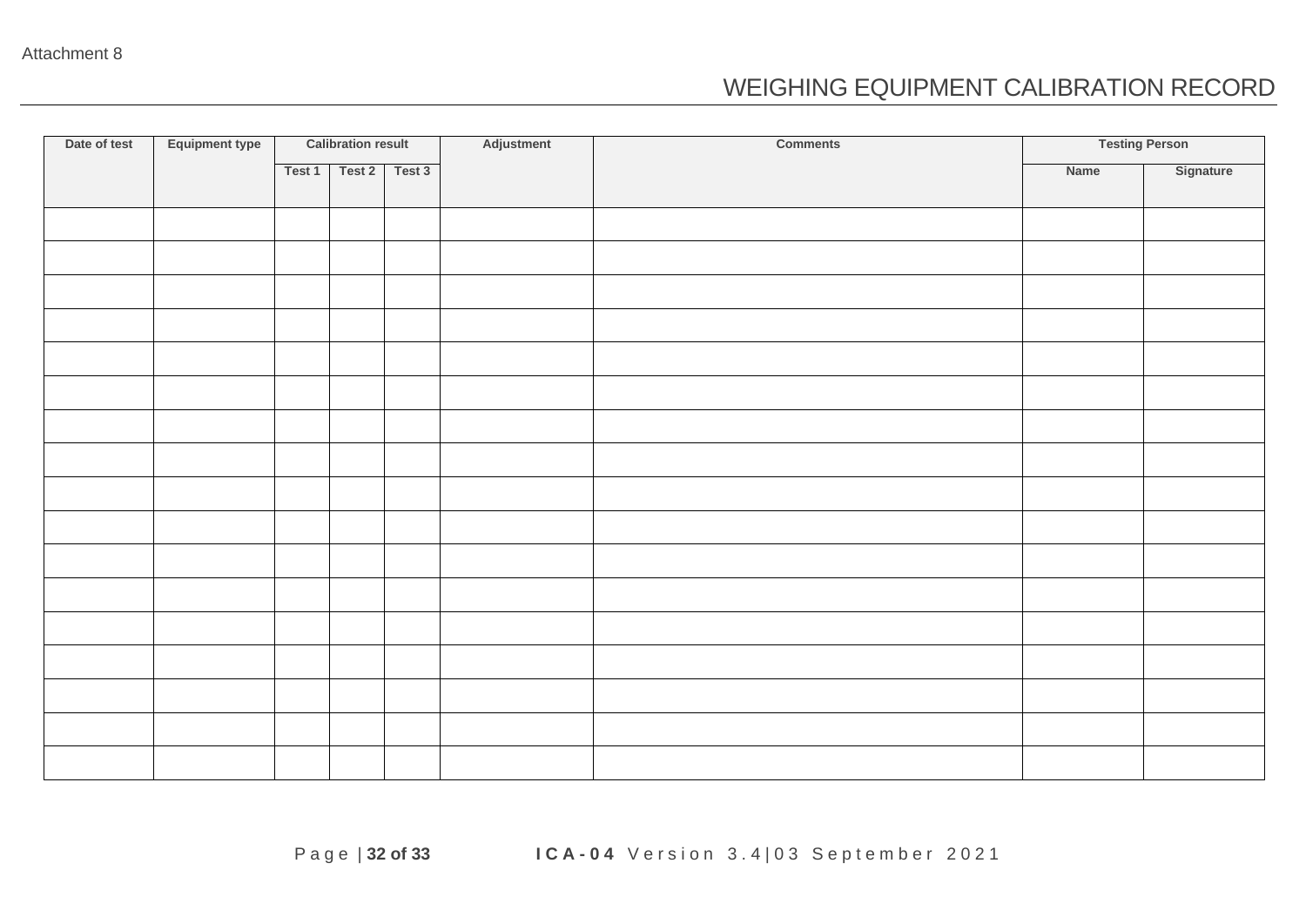Attachment 8

# WEIGHING EQUIPMENT CALIBRATION RECORD

| Date of test | Equipment type | Calibration result | | | Adjustment | Comments | Testing Person | |
|---|---|---|---|---|---|---|---|---|
| | | Test 1 | Test 2 | Test 3 | | | Name | Signature |
| | | | | | | | | |
| | | | | | | | | |
| | | | | | | | | |
| | | | | | | | | |
| | | | | | | | | |
| | | | | | | | | |
| | | | | | | | | |
| | | | | | | | | |
| | | | | | | | | |
| | | | | | | | | |
| | | | | | | | | |
| | | | | | | | | |
| | | | | | | | | |
| | | | | | | | | |
| | | | | | | | | |
| | | | | | | | | |
| | | | | | | | | |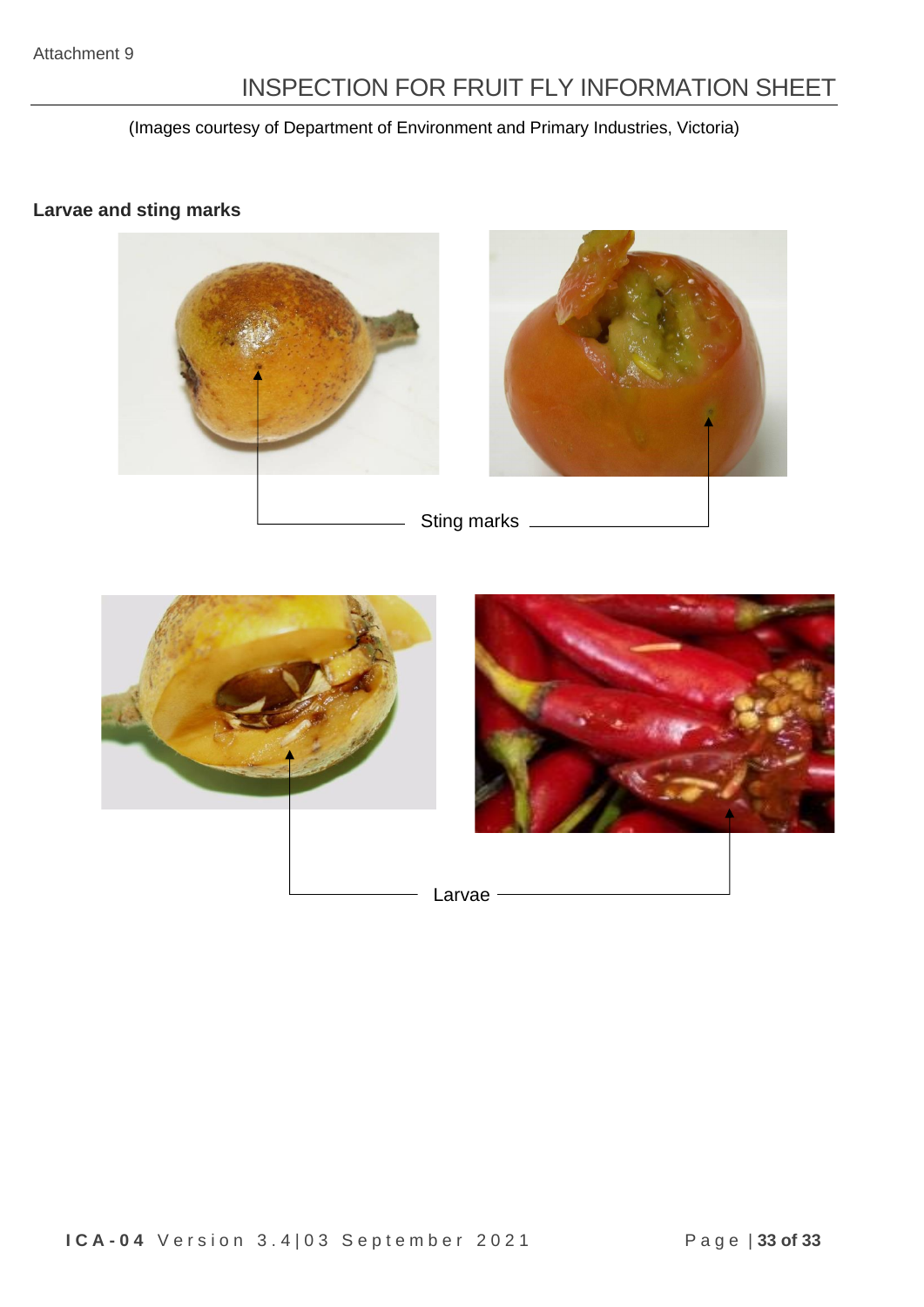Attachment 9

# INSPECTION FOR FRUIT FLY INFORMATION SHEET

(Images courtesy of Department of Environment and Primary Industries, Victoria)

**Larvae and sting marks**

Sting marks

Larvae